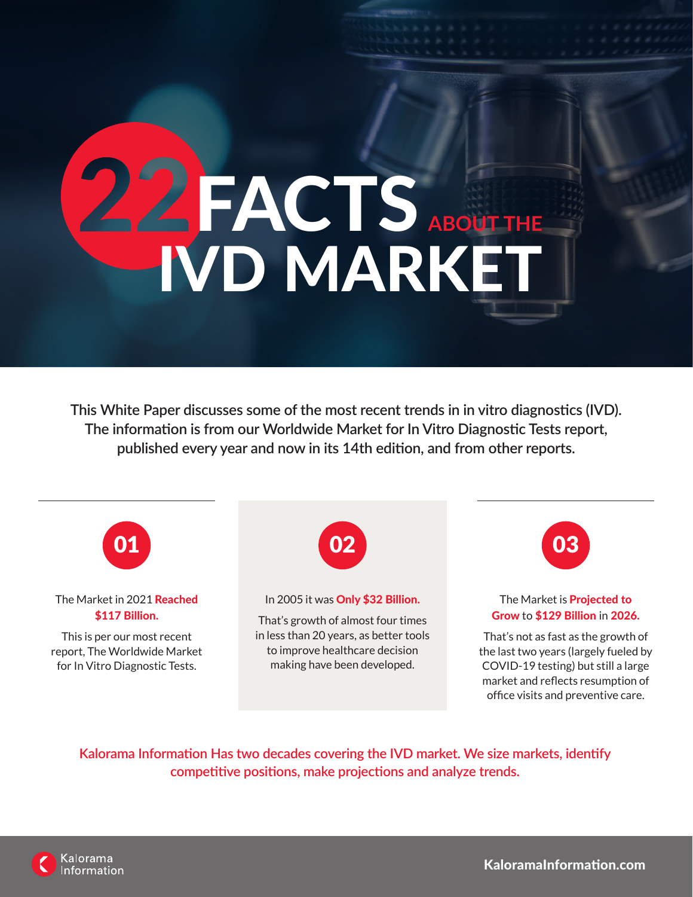# 22 FACTS ABOUT THE IVD MARKET

**This White Paper discusses some of the most recent trends in in vitro diagnostics (IVD). The information is from our Worldwide Market for In Vitro Diagnostic Tests report, published every year and now in its 14th edition, and from other reports.**

## 01

The Market in 2021 **Reached $117 Billion.**

This is per our most recent report, The Worldwide Market for In Vitro Diagnostic Tests.

## 02

In 2005 it was **Only $32 Billion.**

That's growth of almost four times in less than 20 years, as better tools to improve healthcare decision making have been developed.

## 03

The Market is **Projected to Grow** to **$129 Billion** in **2026.**

That's not as fast as the growth of the last two years (largely fueled by COVID-19 testing) but still a large market and reflects resumption of office visits and preventive care.

Kalorama Information Has two decades covering the IVD market. We size markets, identify competitive positions, make projections and analyze trends.

Kalorama Information

**KaloramaInformation.com**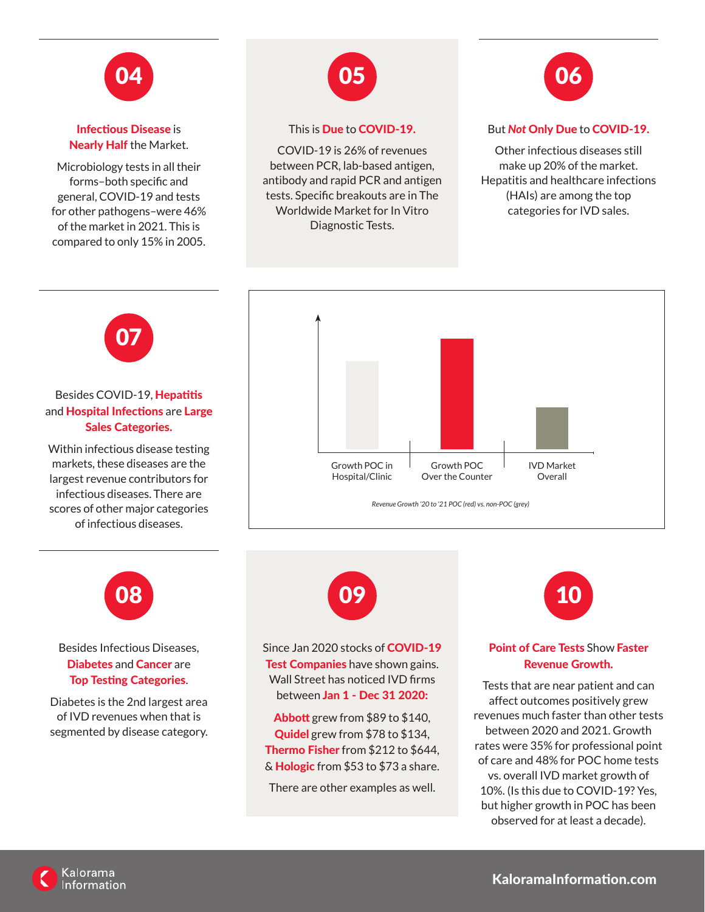## 04

**Infectious Disease** is **Nearly Half** the Market.

Microbiology tests in all their forms–both specific and general, COVID-19 and tests for other pathogens–were 46% of the market in 2021. This is compared to only 15% in 2005.

## 05

This is **Due** to **COVID-19.**

COVID-19 is 26% of revenues between PCR, lab-based antigen, antibody and rapid PCR and antigen tests. Specific breakouts are in The Worldwide Market for In Vitro Diagnostic Tests.

## 06

But ***Not* Only Due** to **COVID-19.**

Other infectious diseases still make up 20% of the market. Hepatitis and healthcare infections (HAIs) are among the top categories for IVD sales.

## 07

Besides COVID-19, **Hepatitis** and **Hospital Infections** are **Large Sales Categories.**

Within infectious disease testing markets, these diseases are the largest revenue contributors for infectious diseases. There are scores of other major categories of infectious diseases.

Growth POC in Hospital/Clinic | Growth POC Over the Counter | IVD Market Overall

*Revenue Growth '20 to '21 POC (red) vs. non-POC (grey)*

## 08

Besides Infectious Diseases, **Diabetes** and **Cancer** are **Top Testing Categories**.

Diabetes is the 2nd largest area of IVD revenues when that is segmented by disease category.

## 09

Since Jan 2020 stocks of **COVID-19 Test Companies** have shown gains. Wall Street has noticed IVD firms between **Jan 1 - Dec 31 2020:**

**Abbott** grew from $89 to $140, **Quidel** grew from $78 to $134, **Thermo Fisher** from $212 to $644, & **Hologic** from $53 to $73 a share.

There are other examples as well.

## 10

**Point of Care Tests** Show **Faster Revenue Growth.**

Tests that are near patient and can affect outcomes positively grew revenues much faster than other tests between 2020 and 2021. Growth rates were 35% for professional point of care and 48% for POC home tests vs. overall IVD market growth of 10%. (Is this due to COVID-19? Yes, but higher growth in POC has been observed for at least a decade).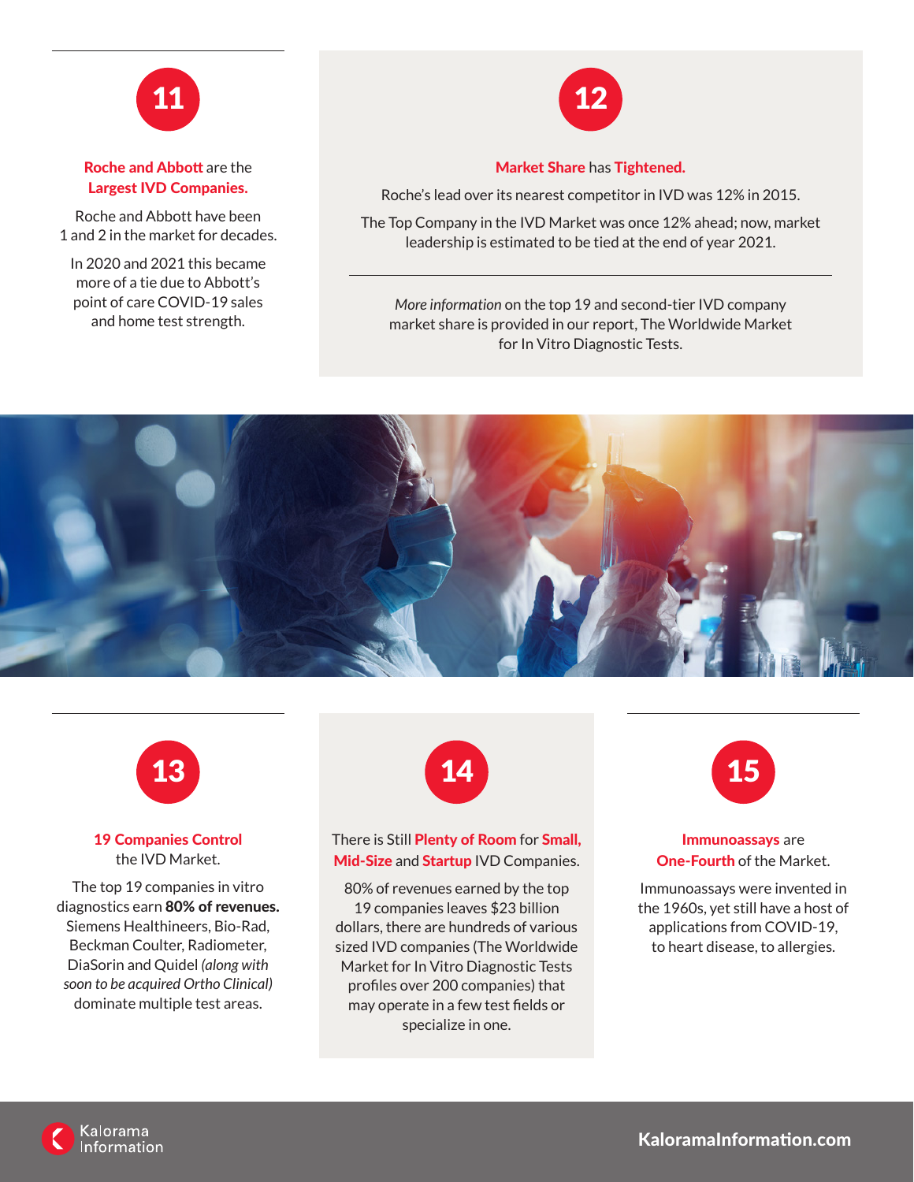## 11

**Roche and Abbott** are the **Largest IVD Companies.**

Roche and Abbott have been 1 and 2 in the market for decades.

In 2020 and 2021 this became more of a tie due to Abbott's point of care COVID-19 sales and home test strength.

## 12

**Market Share** has **Tightened.**

Roche's lead over its nearest competitor in IVD was 12% in 2015.

The Top Company in the IVD Market was once 12% ahead; now, market leadership is estimated to be tied at the end of year 2021.

*More information* on the top 19 and second-tier IVD company market share is provided in our report, The Worldwide Market for In Vitro Diagnostic Tests.

## 13

**19 Companies Control** the IVD Market.

The top 19 companies in vitro diagnostics earn **80% of revenues.** Siemens Healthineers, Bio-Rad, Beckman Coulter, Radiometer, DiaSorin and Quidel *(along with soon to be acquired Ortho Clinical)* dominate multiple test areas.

## 14

There is Still **Plenty of Room** for **Small, Mid-Size** and **Startup** IVD Companies.

80% of revenues earned by the top 19 companies leaves $23 billion dollars, there are hundreds of various sized IVD companies (The Worldwide Market for In Vitro Diagnostic Tests profiles over 200 companies) that may operate in a few test fields or specialize in one.

## 15

**Immunoassays** are **One-Fourth** of the Market.

Immunoassays were invented in the 1960s, yet still have a host of applications from COVID-19, to heart disease, to allergies.

Kalorama Information

KaloramaInformation.com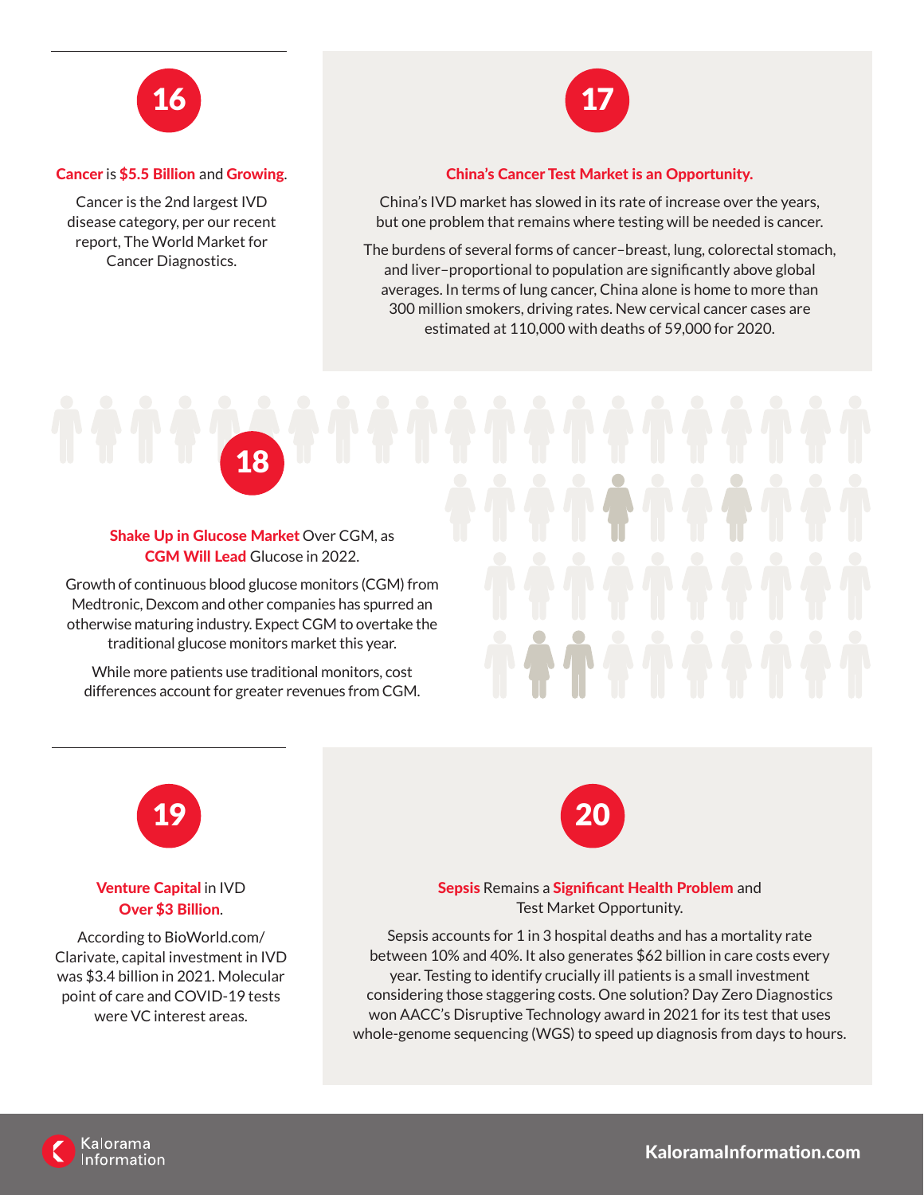## 16

**Cancer is $5.5 Billion and Growing.**

Cancer is the 2nd largest IVD disease category, per our recent report, The World Market for Cancer Diagnostics.

## 17

**China's Cancer Test Market is an Opportunity.**

China's IVD market has slowed in its rate of increase over the years, but one problem that remains where testing will be needed is cancer.

The burdens of several forms of cancer–breast, lung, colorectal stomach, and liver–proportional to population are significantly above global averages. In terms of lung cancer, China alone is home to more than 300 million smokers, driving rates. New cervical cancer cases are estimated at 110,000 with deaths of 59,000 for 2020.

## 18

**Shake Up in Glucose Market** Over CGM, as **CGM Will Lead** Glucose in 2022.

Growth of continuous blood glucose monitors (CGM) from Medtronic, Dexcom and other companies has spurred an otherwise maturing industry. Expect CGM to overtake the traditional glucose monitors market this year.

While more patients use traditional monitors, cost differences account for greater revenues from CGM.

## 19

**Venture Capital** in IVD **Over $3 Billion**.

According to BioWorld.com/ Clarivate, capital investment in IVD was $3.4 billion in 2021. Molecular point of care and COVID-19 tests were VC interest areas.

## 20

**Sepsis** Remains a **Significant Health Problem** and Test Market Opportunity.

Sepsis accounts for 1 in 3 hospital deaths and has a mortality rate between 10% and 40%. It also generates $62 billion in care costs every year. Testing to identify crucially ill patients is a small investment considering those staggering costs. One solution? Day Zero Diagnostics won AACC's Disruptive Technology award in 2021 for its test that uses whole-genome sequencing (WGS) to speed up diagnosis from days to hours.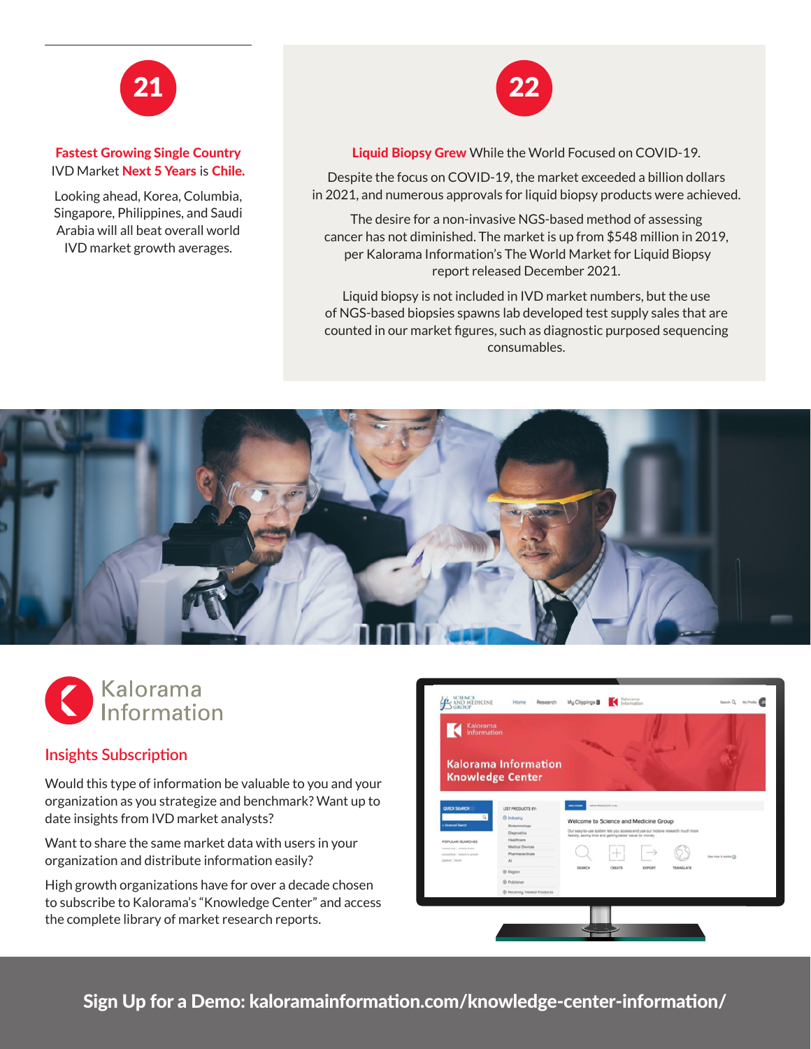## 21

**Fastest Growing Single Country** IVD Market **Next 5 Years** is **Chile.**

Looking ahead, Korea, Columbia, Singapore, Philippines, and Saudi Arabia will all beat overall world IVD market growth averages.

## 22

**Liquid Biopsy Grew** While the World Focused on COVID-19.

Despite the focus on COVID-19, the market exceeded a billion dollars in 2021, and numerous approvals for liquid biopsy products were achieved.

The desire for a non-invasive NGS-based method of assessing cancer has not diminished. The market is up from $548 million in 2019, per Kalorama Information's The World Market for Liquid Biopsy report released December 2021.

Liquid biopsy is not included in IVD market numbers, but the use of NGS-based biopsies spawns lab developed test supply sales that are counted in our market figures, such as diagnostic purposed sequencing consumables.

Kalorama Information

## Insights Subscription

Would this type of information be valuable to you and your organization as you strategize and benchmark? Want up to date insights from IVD market analysts?

Want to share the same market data with users in your organization and distribute information easily?

High growth organizations have for over a decade chosen to subscribe to Kalorama's "Knowledge Center" and access the complete library of market research reports.

**Sign Up for a Demo: kaloramainformation.com/knowledge-center-information/**